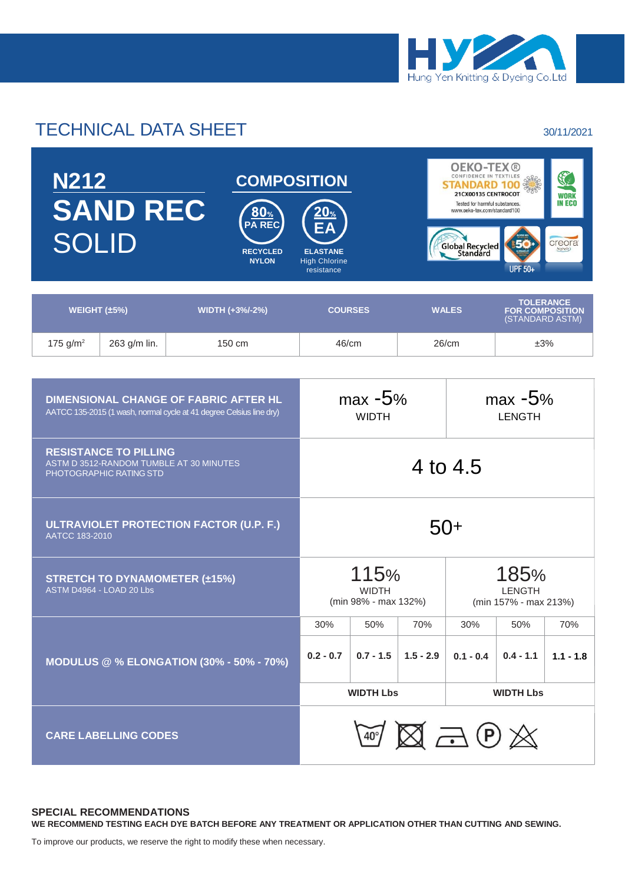Hung Yen Knitting & Dyeing Co.Ltd

# TECHNICAL DATA SHEET

30/11/2021

## N212
# SAND REC
# SOLID

## COMPOSITION

- **80% PA REC** — RECYCLED NYLON
- **20% EA** — ELASTANE, High Chlorine resistance

OEKO-TEX® CONFIDENCE IN TEXTILES STANDARD 100 21CX00135 CENTROCOT Tested for harmful substances. www.oeko-tex.com/standard100

WORK IN ECO

Global Recycled Standard

UPF 50+

creora

| WEIGHT (±5%) | | WIDTH (+3%/-2%) | COURSES | WALES | TOLERANCE FOR COMPOSITION (STANDARD ASTM) |
|---|---|---|---|---|---|
| 175 g/m² | 263 g/m lin. | 150 cm | 46/cm | 26/cm | ±3% |

| Property | | | | | | |
|---|---|---|---|---|---|---|
| **DIMENSIONAL CHANGE OF FABRIC AFTER HL** AATCC 135-2015 (1 wash, normal cycle at 41 degree Celsius line dry) | max -5% WIDTH | | | max -5% LENGTH | | |
| **RESISTANCE TO PILLING** ASTM D 3512-RANDOM TUMBLE AT 30 MINUTES PHOTOGRAPHIC RATING STD | 4 to 4.5 | | | | | |
| **ULTRAVIOLET PROTECTION FACTOR (U.P. F.)** AATCC 183-2010 | 50+ | | | | | |
| **STRETCH TO DYNAMOMETER (±15%)** ASTM D4964 - LOAD 20 Lbs | 115% WIDTH (min 98% - max 132%) | | | 185% LENGTH (min 157% - max 213%) | | |
| **MODULUS @ % ELONGATION (30% - 50% - 70%)** | 30% | 50% | 70% | 30% | 50% | 70% |
| | 0.2 - 0.7 | 0.7 - 1.5 | 1.5 - 2.9 | 0.1 - 0.4 | 0.4 - 1.1 | 1.1 - 1.8 |
| | WIDTH Lbs | | | WIDTH Lbs | | |
| **CARE LABELLING CODES** | 40° wash, do not tumble dry, iron low, dry clean (P), do not bleach | | | | | |

### SPECIAL RECOMMENDATIONS

**WE RECOMMEND TESTING EACH DYE BATCH BEFORE ANY TREATMENT OR APPLICATION OTHER THAN CUTTING AND SEWING.**

To improve our products, we reserve the right to modify these when necessary.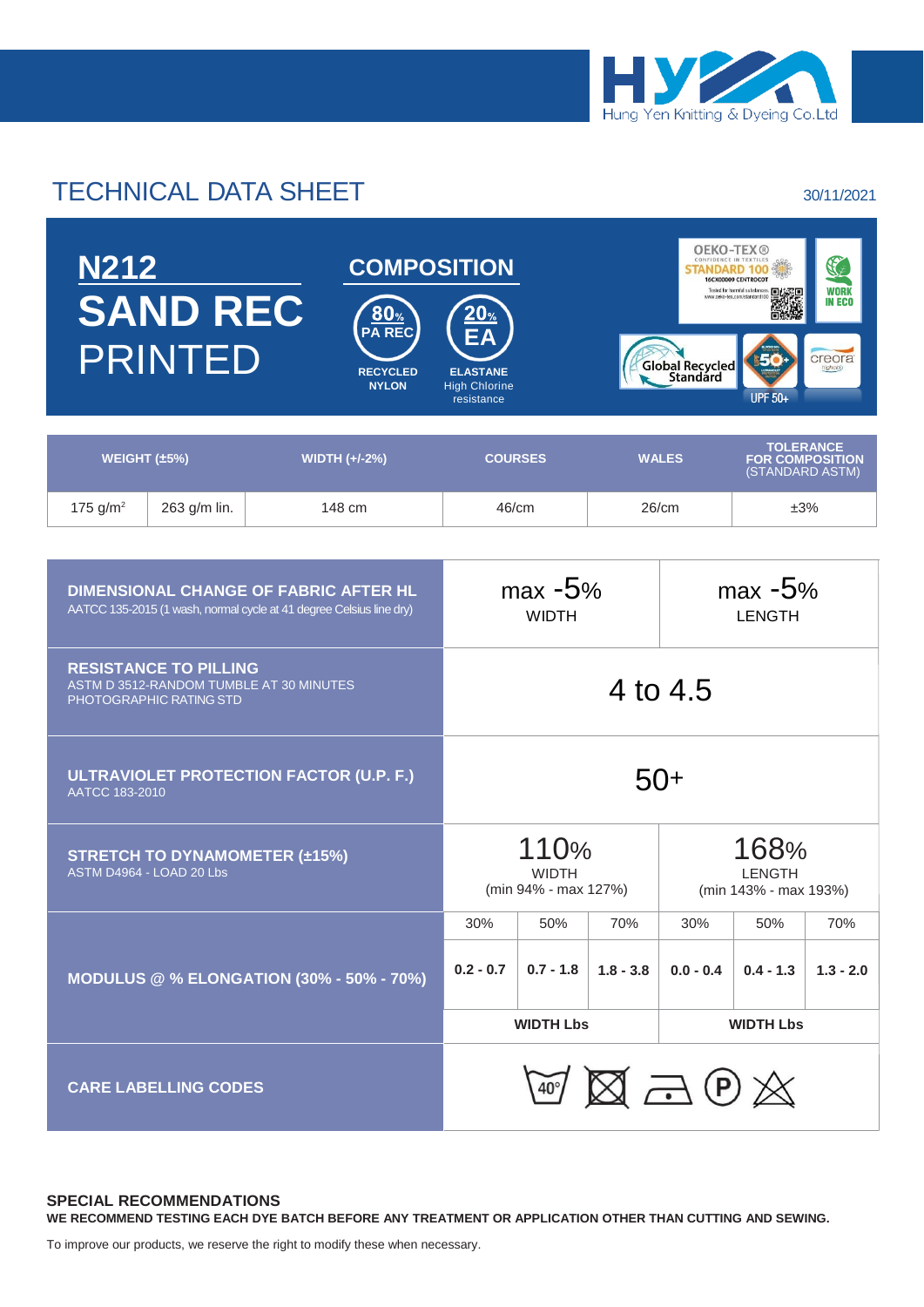Hung Yen Knitting & Dyeing Co.Ltd

# TECHNICAL DATA SHEET

30/11/2021

## N212
# SAND REC
# PRINTED

## COMPOSITION

**80%** PA REC — **RECYCLED NYLON**

**20%** EA — **ELASTANE** High Chlorine resistance

OEKO-TEX® CONFIDENCE IN TEXTILES STANDARD 100 16CX00009 CENTROCOT Tested for harmful substances www.oeko-tex.com/standard100

WORK IN ECO

Global Recycled Standard

UPF 50+

creora highclo

| WEIGHT (±5%) | | WIDTH (+/-2%) | COURSES | WALES | TOLERANCE FOR COMPOSITION (STANDARD ASTM) |
|---|---|---|---|---|---|
| 175 g/m² | 263 g/m lin. | 148 cm | 46/cm | 26/cm | ±3% |

| | | | | | | |
|---|---|---|---|---|---|---|
| **DIMENSIONAL CHANGE OF FABRIC AFTER HL** AATCC 135-2015 (1 wash, normal cycle at 41 degree Celsius line dry) | max -5% WIDTH | | | max -5% LENGTH | | |
| **RESISTANCE TO PILLING** ASTM D 3512-RANDOM TUMBLE AT 30 MINUTES PHOTOGRAPHIC RATING STD | 4 to 4.5 | | | | | |
| **ULTRAVIOLET PROTECTION FACTOR (U.P. F.)** AATCC 183-2010 | 50+ | | | | | |
| **STRETCH TO DYNAMOMETER (±15%)** ASTM D4964 - LOAD 20 Lbs | 110% WIDTH (min 94% - max 127%) | | | 168% LENGTH (min 143% - max 193%) | | |
| **MODULUS @ % ELONGATION (30% - 50% - 70%)** | 30% | 50% | 70% | 30% | 50% | 70% |
| | 0.2 - 0.7 | 0.7 - 1.8 | 1.8 - 3.8 | 0.0 - 0.4 | 0.4 - 1.3 | 1.3 - 2.0 |
| | **WIDTH Lbs** | | | **WIDTH Lbs** | | |
| **CARE LABELLING CODES** | 40° | | | | | |

### SPECIAL RECOMMENDATIONS

**WE RECOMMEND TESTING EACH DYE BATCH BEFORE ANY TREATMENT OR APPLICATION OTHER THAN CUTTING AND SEWING.**

To improve our products, we reserve the right to modify these when necessary.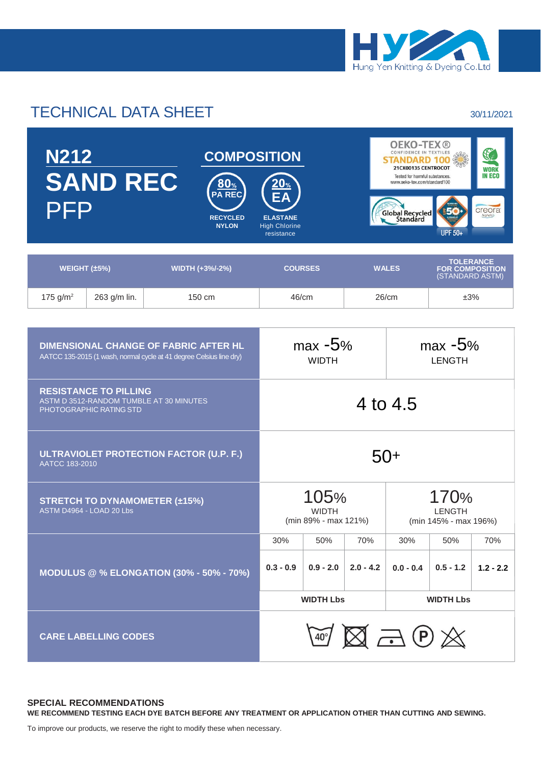Hung Yen Knitting & Dyeing Co.Ltd

# TECHNICAL DATA SHEET

30/11/2021

## N212

# SAND REC

# PFP

## COMPOSITION

80% PA REC — RECYCLED NYLON

20% EA — ELASTANE High Chlorine resistance

OEKO-TEX® CONFIDENCE IN TEXTILES STANDARD 100 21CX00135 CENTROCOT Tested for harmful substances. www.oeko-tex.com/standard100

WORK IN ECO

Global Recycled Standard

UPF 50+

creora

| WEIGHT (±5%) | | WIDTH (+3%/-2%) | COURSES | WALES | TOLERANCE FOR COMPOSITION (STANDARD ASTM) |
|---|---|---|---|---|---|
| 175 g/m² | 263 g/m lin. | 150 cm | 46/cm | 26/cm | ±3% |

| | | | | | | |
|---|---|---|---|---|---|---|
| **DIMENSIONAL CHANGE OF FABRIC AFTER HL** AATCC 135-2015 (1 wash, normal cycle at 41 degree Celsius line dry) | max -5% WIDTH | | | max -5% LENGTH | | |
| **RESISTANCE TO PILLING** ASTM D 3512-RANDOM TUMBLE AT 30 MINUTES PHOTOGRAPHIC RATING STD | 4 to 4.5 | | | | | |
| **ULTRAVIOLET PROTECTION FACTOR (U.P. F.)** AATCC 183-2010 | 50+ | | | | | |
| **STRETCH TO DYNAMOMETER (±15%)** ASTM D4964 - LOAD 20 Lbs | 105% WIDTH (min 89% - max 121%) | | | 170% LENGTH (min 145% - max 196%) | | |
| **MODULUS @ % ELONGATION (30% - 50% - 70%)** | 30% | 50% | 70% | 30% | 50% | 70% |
| | 0.3 - 0.9 | 0.9 - 2.0 | 2.0 - 4.2 | 0.0 - 0.4 | 0.5 - 1.2 | 1.2 - 2.2 |
| | WIDTH Lbs | | | WIDTH Lbs | | |
| **CARE LABELLING CODES** | 40° | | | | | |

### SPECIAL RECOMMENDATIONS

**WE RECOMMEND TESTING EACH DYE BATCH BEFORE ANY TREATMENT OR APPLICATION OTHER THAN CUTTING AND SEWING.**

To improve our products, we reserve the right to modify these when necessary.